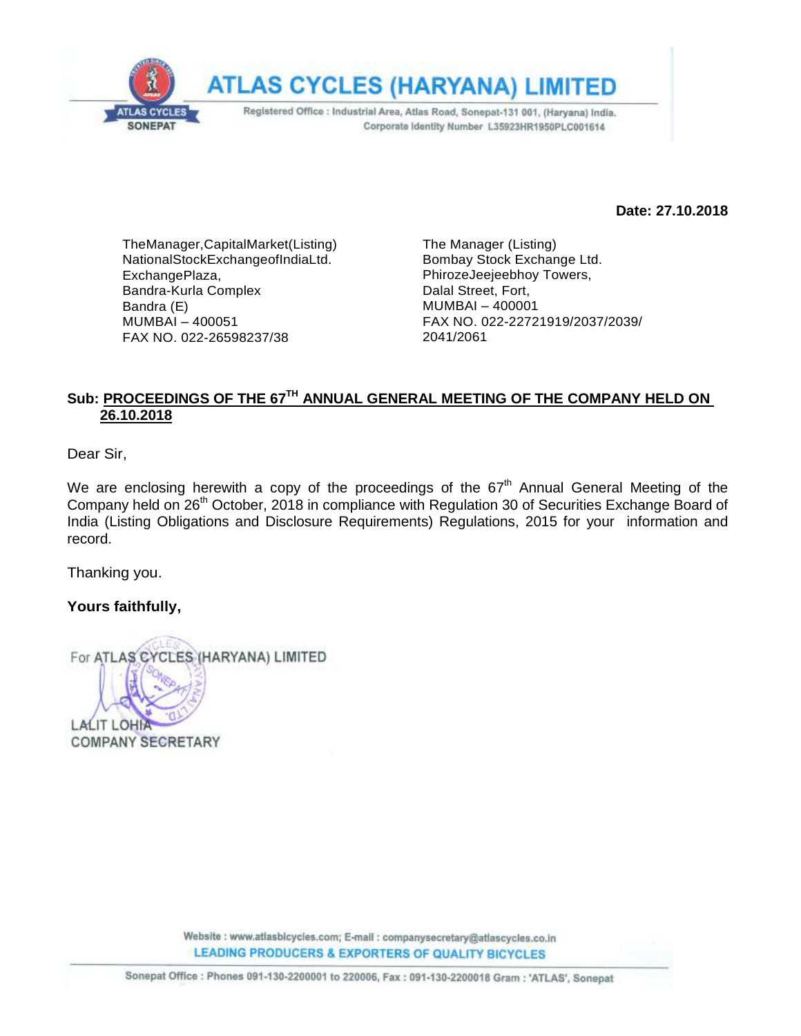# ATLAS CYCLES (HARYANA) LIMITED

Registered Office : Industrial Area, Atlas Road, Sonepat-131 001, (Haryana) India.
Corporate Identity Number L35923HR1950PLC001614

**Date: 27.10.2018**

TheManager,CapitalMarket(Listing)
NationalStockExchangeofIndiaLtd.
ExchangePlaza,
Bandra-Kurla Complex
Bandra (E)
MUMBAI – 400051
FAX NO. 022-26598237/38

The Manager (Listing)
Bombay Stock Exchange Ltd.
PhirozeJeejeebhoy Towers,
Dalal Street, Fort,
MUMBAI – 400001
FAX NO. 022-22721919/2037/2039/
2041/2061

**Sub: <u>PROCEEDINGS OF THE 67TH ANNUAL GENERAL MEETING OF THE COMPANY HELD ON 26.10.2018</u>**

Dear Sir,

We are enclosing herewith a copy of the proceedings of the 67th Annual General Meeting of the Company held on 26th October, 2018 in compliance with Regulation 30 of Securities Exchange Board of India (Listing Obligations and Disclosure Requirements) Regulations, 2015 for your information and record.

Thanking you.

**Yours faithfully,**

For ATLAS CYCLES (HARYANA) LIMITED

LALIT LOHIA
COMPANY SECRETARY

Website : www.atlasbicycles.com; E-mail : companysecretary@atlascycles.co.in
LEADING PRODUCERS & EXPORTERS OF QUALITY BICYCLES

Sonepat Office : Phones 091-130-2200001 to 220006, Fax : 091-130-2200018 Gram : 'ATLAS', Sonepat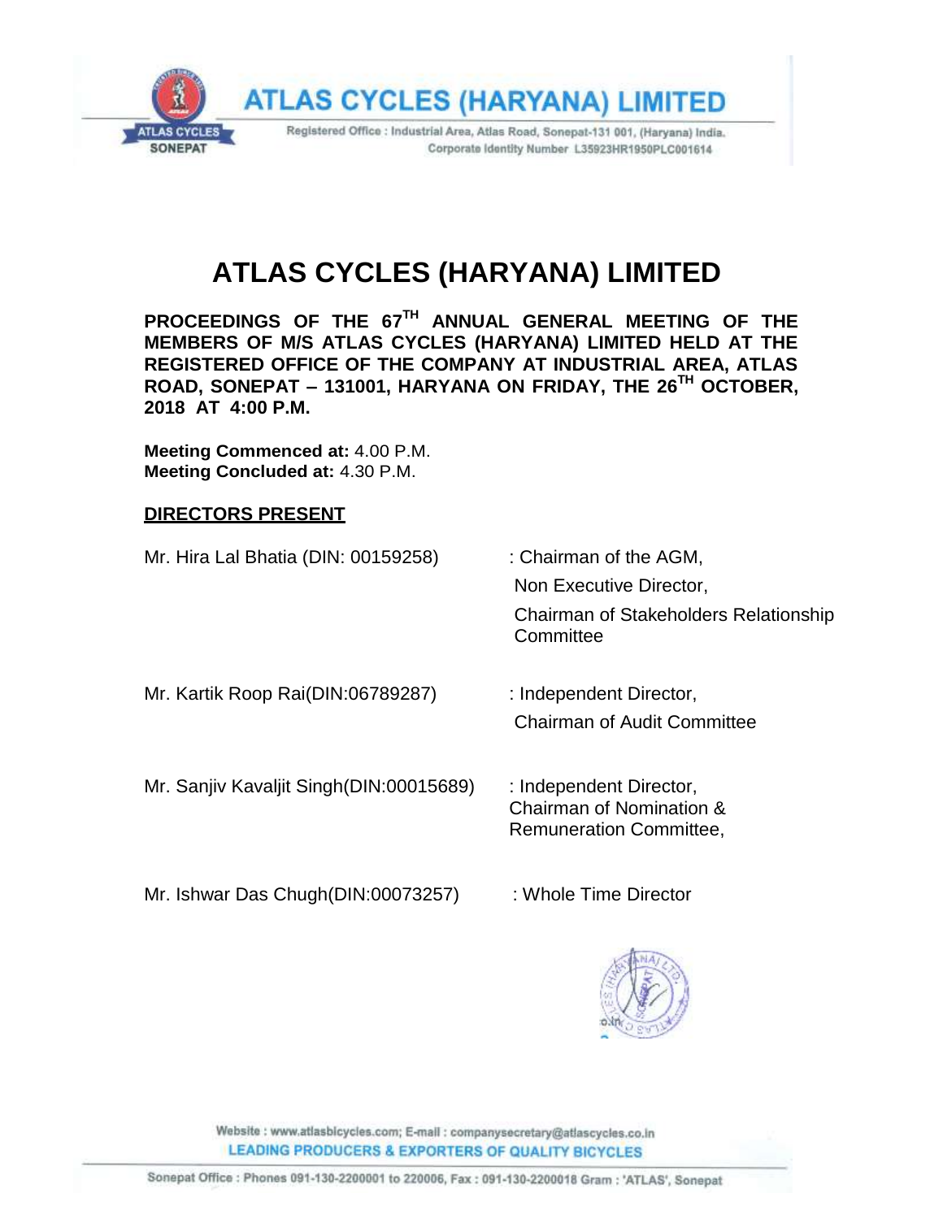# ATLAS CYCLES (HARYANA) LIMITED

**PROCEEDINGS OF THE 67TH ANNUAL GENERAL MEETING OF THE MEMBERS OF M/S ATLAS CYCLES (HARYANA) LIMITED HELD AT THE REGISTERED OFFICE OF THE COMPANY AT INDUSTRIAL AREA, ATLAS ROAD, SONEPAT – 131001, HARYANA ON FRIDAY, THE 26TH OCTOBER, 2018 AT 4:00 P.M.**

**Meeting Commenced at:** 4.00 P.M.
**Meeting Concluded at:** 4.30 P.M.

## DIRECTORS PRESENT

| | |
|---|---|
| Mr. Hira Lal Bhatia (DIN: 00159258) | : Chairman of the AGM, Non Executive Director, Chairman of Stakeholders Relationship Committee |
| Mr. Kartik Roop Rai(DIN:06789287) | : Independent Director, Chairman of Audit Committee |
| Mr. Sanjiv Kavaljit Singh(DIN:00015689) | : Independent Director, Chairman of Nomination & Remuneration Committee, |
| Mr. Ishwar Das Chugh(DIN:00073257) | : Whole Time Director |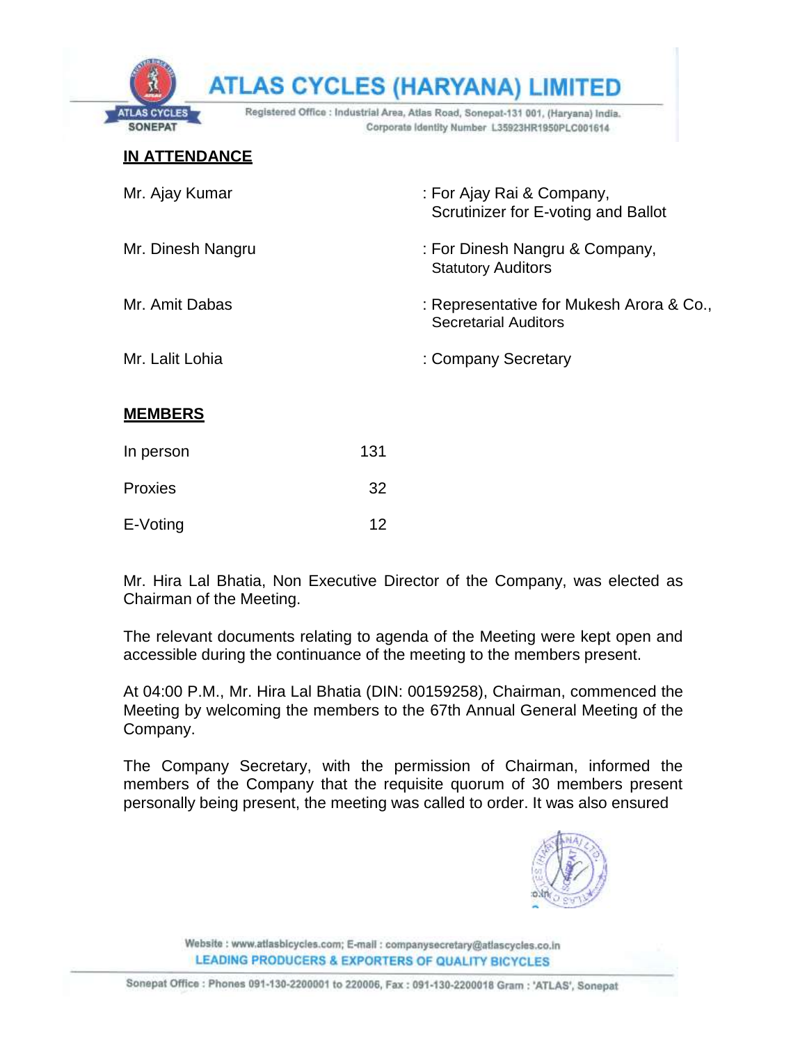## IN ATTENDANCE

| | |
|---|---|
| Mr. Ajay Kumar | : For Ajay Rai & Company, Scrutinizer for E-voting and Ballot |
| Mr. Dinesh Nangru | : For Dinesh Nangru & Company, Statutory Auditors |
| Mr. Amit Dabas | : Representative for Mukesh Arora & Co., Secretarial Auditors |
| Mr. Lalit Lohia | : Company Secretary |

## MEMBERS

| | |
|---|---|
| In person | 131 |
| Proxies | 32 |
| E-Voting | 12 |

Mr. Hira Lal Bhatia, Non Executive Director of the Company, was elected as Chairman of the Meeting.

The relevant documents relating to agenda of the Meeting were kept open and accessible during the continuance of the meeting to the members present.

At 04:00 P.M., Mr. Hira Lal Bhatia (DIN: 00159258), Chairman, commenced the Meeting by welcoming the members to the 67th Annual General Meeting of the Company.

The Company Secretary, with the permission of Chairman, informed the members of the Company that the requisite quorum of 30 members present personally being present, the meeting was called to order. It was also ensured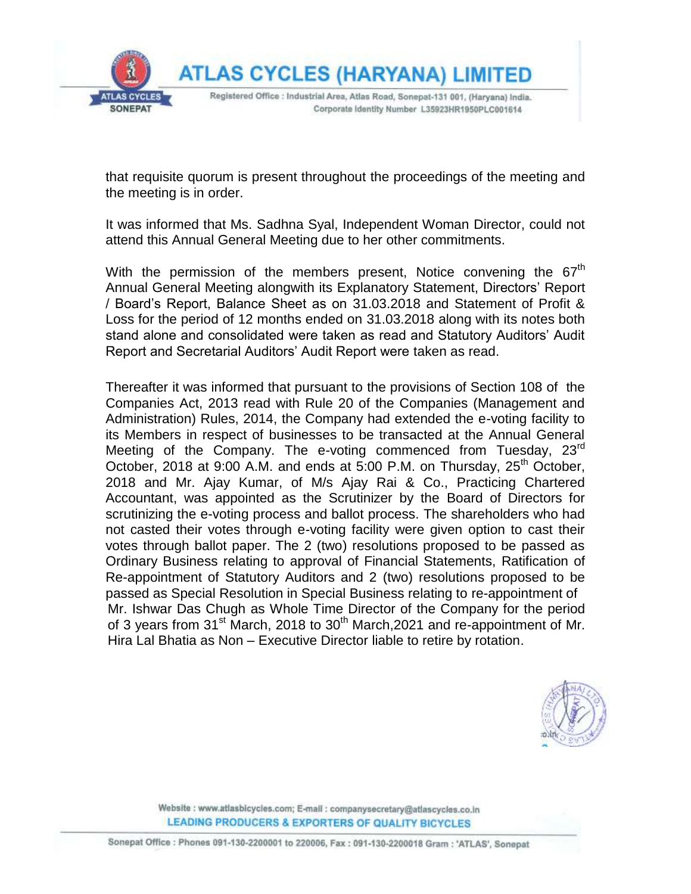that requisite quorum is present throughout the proceedings of the meeting and the meeting is in order.

It was informed that Ms. Sadhna Syal, Independent Woman Director, could not attend this Annual General Meeting due to her other commitments.

With the permission of the members present, Notice convening the 67th Annual General Meeting alongwith its Explanatory Statement, Directors' Report / Board's Report, Balance Sheet as on 31.03.2018 and Statement of Profit & Loss for the period of 12 months ended on 31.03.2018 along with its notes both stand alone and consolidated were taken as read and Statutory Auditors' Audit Report and Secretarial Auditors' Audit Report were taken as read.

Thereafter it was informed that pursuant to the provisions of Section 108 of the Companies Act, 2013 read with Rule 20 of the Companies (Management and Administration) Rules, 2014, the Company had extended the e-voting facility to its Members in respect of businesses to be transacted at the Annual General Meeting of the Company. The e-voting commenced from Tuesday, 23rd October, 2018 at 9:00 A.M. and ends at 5:00 P.M. on Thursday, 25th October, 2018 and Mr. Ajay Kumar, of M/s Ajay Rai & Co., Practicing Chartered Accountant, was appointed as the Scrutinizer by the Board of Directors for scrutinizing the e-voting process and ballot process. The shareholders who had not casted their votes through e-voting facility were given option to cast their votes through ballot paper. The 2 (two) resolutions proposed to be passed as Ordinary Business relating to approval of Financial Statements, Ratification of Re-appointment of Statutory Auditors and 2 (two) resolutions proposed to be passed as Special Resolution in Special Business relating to re-appointment of Mr. Ishwar Das Chugh as Whole Time Director of the Company for the period of 3 years from 31st March, 2018 to 30th March,2021 and re-appointment of Mr. Hira Lal Bhatia as Non – Executive Director liable to retire by rotation.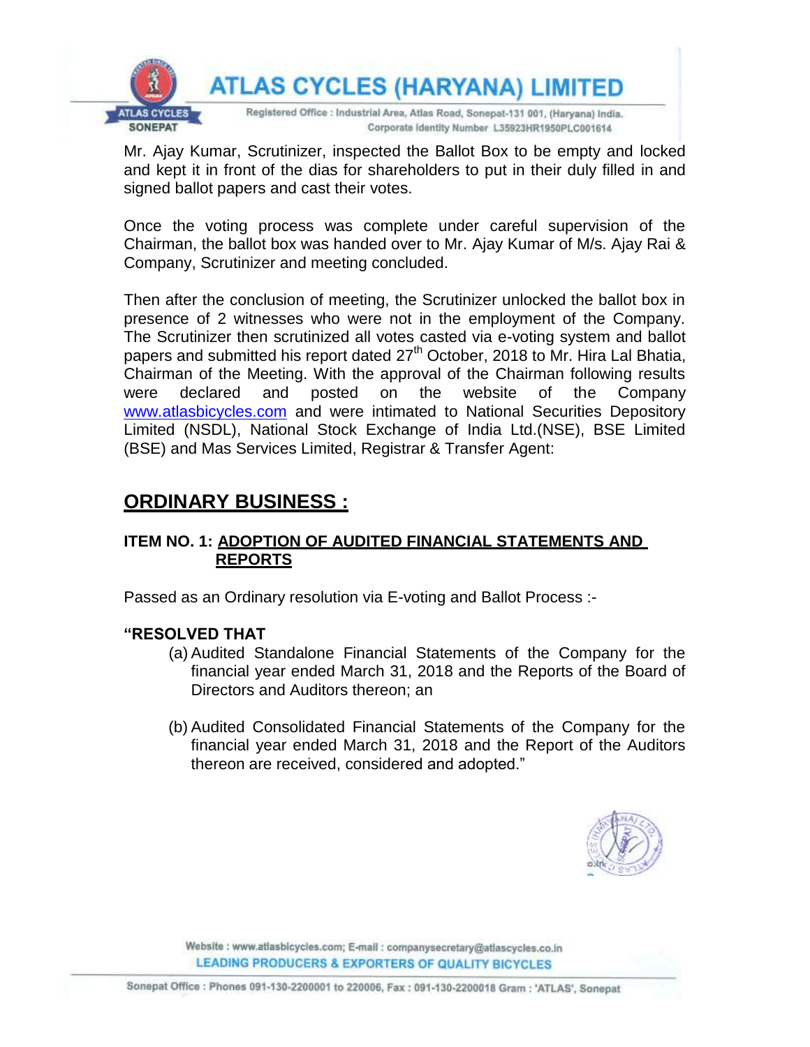Mr. Ajay Kumar, Scrutinizer, inspected the Ballot Box to be empty and locked and kept it in front of the dias for shareholders to put in their duly filled in and signed ballot papers and cast their votes.

Once the voting process was complete under careful supervision of the Chairman, the ballot box was handed over to Mr. Ajay Kumar of M/s. Ajay Rai & Company, Scrutinizer and meeting concluded.

Then after the conclusion of meeting, the Scrutinizer unlocked the ballot box in presence of 2 witnesses who were not in the employment of the Company. The Scrutinizer then scrutinized all votes casted via e-voting system and ballot papers and submitted his report dated 27th October, 2018 to Mr. Hira Lal Bhatia, Chairman of the Meeting. With the approval of the Chairman following results were declared and posted on the website of the Company www.atlasbicycles.com and were intimated to National Securities Depository Limited (NSDL), National Stock Exchange of India Ltd.(NSE), BSE Limited (BSE) and Mas Services Limited, Registrar & Transfer Agent:

## ORDINARY BUSINESS :

### ITEM NO. 1: ADOPTION OF AUDITED FINANCIAL STATEMENTS AND REPORTS

Passed as an Ordinary resolution via E-voting and Ballot Process :-

**"RESOLVED THAT**

(a) Audited Standalone Financial Statements of the Company for the financial year ended March 31, 2018 and the Reports of the Board of Directors and Auditors thereon; an

(b) Audited Consolidated Financial Statements of the Company for the financial year ended March 31, 2018 and the Report of the Auditors thereon are received, considered and adopted."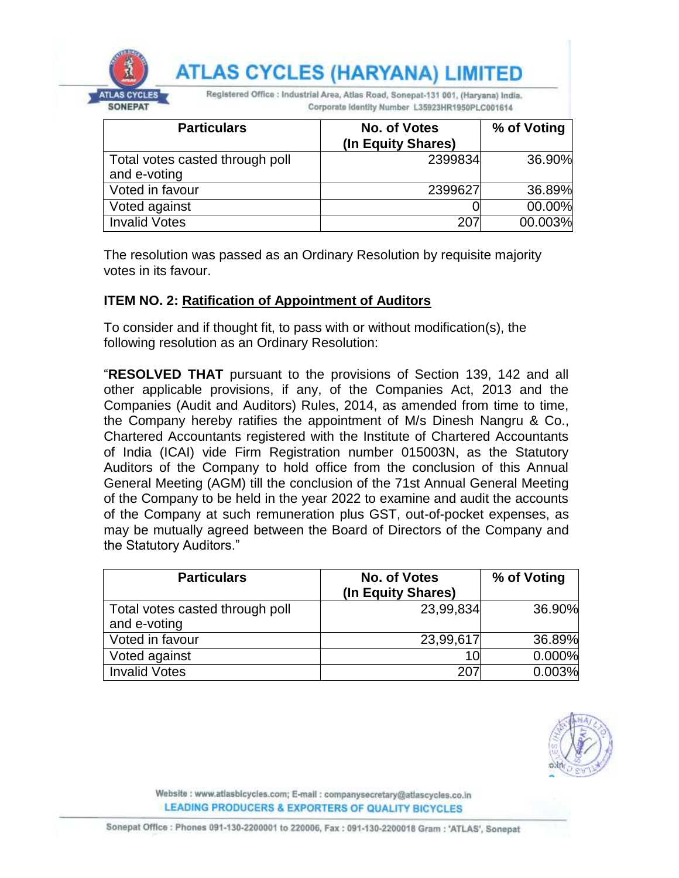| Particulars | No. of Votes (In Equity Shares) | % of Voting |
|---|---|---|
| Total votes casted through poll and e-voting | 2399834 | 36.90% |
| Voted in favour | 2399627 | 36.89% |
| Voted against | 0 | 00.00% |
| Invalid Votes | 207 | 00.003% |

The resolution was passed as an Ordinary Resolution by requisite majority votes in its favour.

**ITEM NO. 2: Ratification of Appointment of Auditors**

To consider and if thought fit, to pass with or without modification(s), the following resolution as an Ordinary Resolution:

"**RESOLVED THAT** pursuant to the provisions of Section 139, 142 and all other applicable provisions, if any, of the Companies Act, 2013 and the Companies (Audit and Auditors) Rules, 2014, as amended from time to time, the Company hereby ratifies the appointment of M/s Dinesh Nangru & Co., Chartered Accountants registered with the Institute of Chartered Accountants of India (ICAI) vide Firm Registration number 015003N, as the Statutory Auditors of the Company to hold office from the conclusion of this Annual General Meeting (AGM) till the conclusion of the 71st Annual General Meeting of the Company to be held in the year 2022 to examine and audit the accounts of the Company at such remuneration plus GST, out-of-pocket expenses, as may be mutually agreed between the Board of Directors of the Company and the Statutory Auditors."

| Particulars | No. of Votes (In Equity Shares) | % of Voting |
|---|---|---|
| Total votes casted through poll and e-voting | 23,99,834 | 36.90% |
| Voted in favour | 23,99,617 | 36.89% |
| Voted against | 10 | 0.000% |
| Invalid Votes | 207 | 0.003% |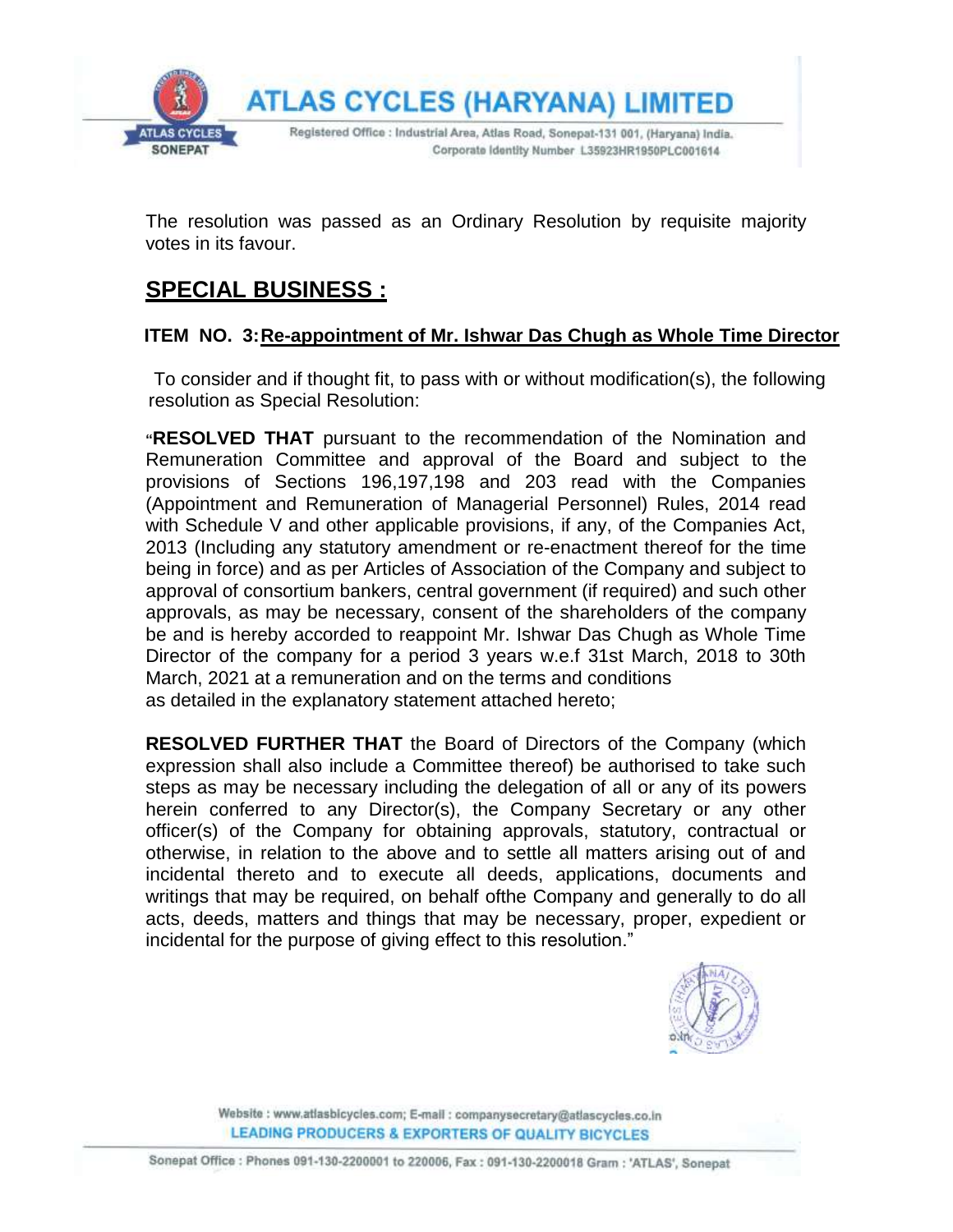The resolution was passed as an Ordinary Resolution by requisite majority votes in its favour.

## SPECIAL BUSINESS :

### ITEM NO. 3: Re-appointment of Mr. Ishwar Das Chugh as Whole Time Director

To consider and if thought fit, to pass with or without modification(s), the following resolution as Special Resolution:

"**RESOLVED THAT** pursuant to the recommendation of the Nomination and Remuneration Committee and approval of the Board and subject to the provisions of Sections 196,197,198 and 203 read with the Companies (Appointment and Remuneration of Managerial Personnel) Rules, 2014 read with Schedule V and other applicable provisions, if any, of the Companies Act, 2013 (Including any statutory amendment or re-enactment thereof for the time being in force) and as per Articles of Association of the Company and subject to approval of consortium bankers, central government (if required) and such other approvals, as may be necessary, consent of the shareholders of the company be and is hereby accorded to reappoint Mr. Ishwar Das Chugh as Whole Time Director of the company for a period 3 years w.e.f 31st March, 2018 to 30th March, 2021 at a remuneration and on the terms and conditions as detailed in the explanatory statement attached hereto;

**RESOLVED FURTHER THAT** the Board of Directors of the Company (which expression shall also include a Committee thereof) be authorised to take such steps as may be necessary including the delegation of all or any of its powers herein conferred to any Director(s), the Company Secretary or any other officer(s) of the Company for obtaining approvals, statutory, contractual or otherwise, in relation to the above and to settle all matters arising out of and incidental thereto and to execute all deeds, applications, documents and writings that may be required, on behalf ofthe Company and generally to do all acts, deeds, matters and things that may be necessary, proper, expedient or incidental for the purpose of giving effect to this resolution."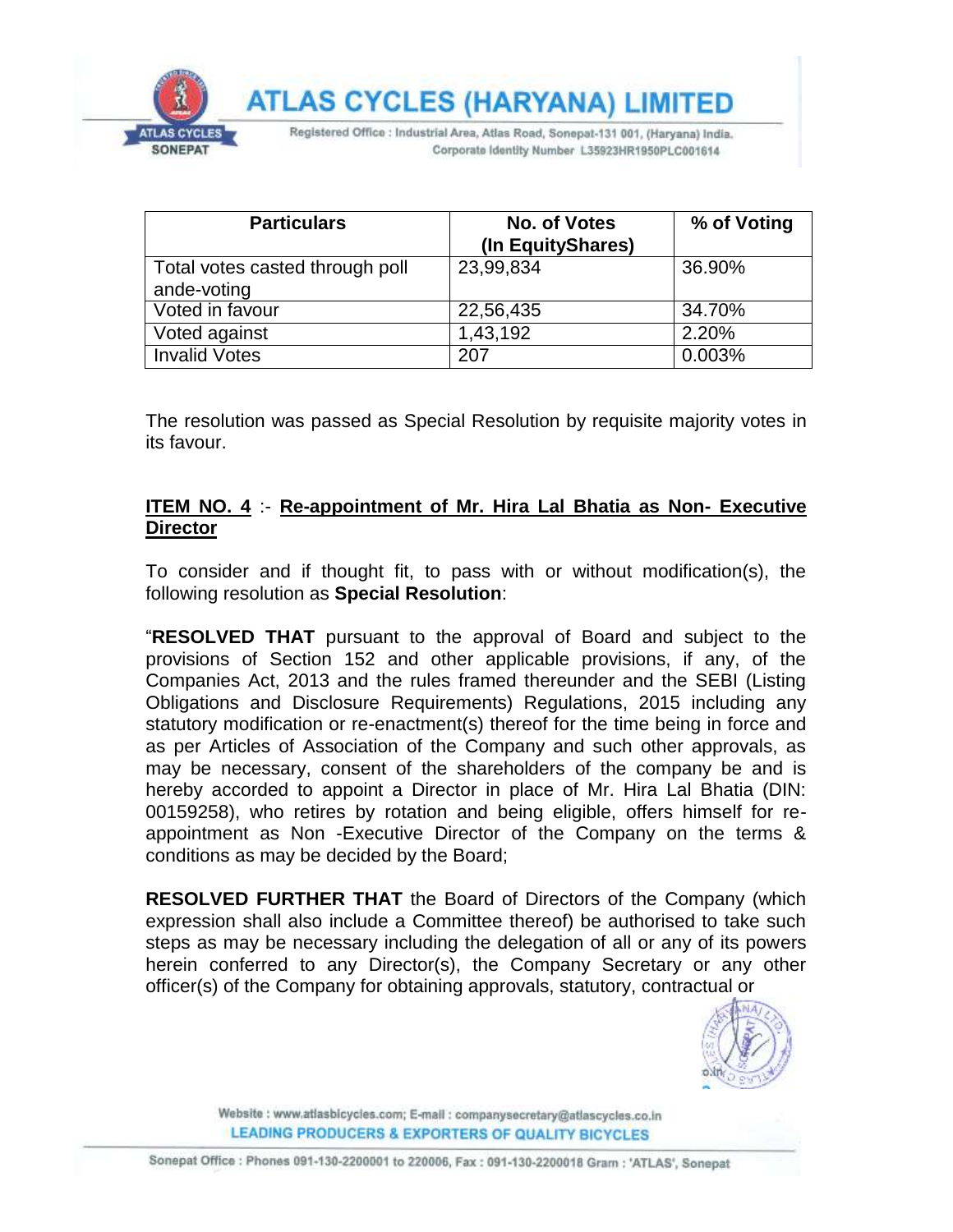| Particulars | No. of Votes (In EquityShares) | % of Voting |
|---|---|---|
| Total votes casted through poll ande-voting | 23,99,834 | 36.90% |
| Voted in favour | 22,56,435 | 34.70% |
| Voted against | 1,43,192 | 2.20% |
| Invalid Votes | 207 | 0.003% |

The resolution was passed as Special Resolution by requisite majority votes in its favour.

**ITEM NO. 4** :- **Re-appointment of Mr. Hira Lal Bhatia as Non- Executive Director**

To consider and if thought fit, to pass with or without modification(s), the following resolution as **Special Resolution**:

"**RESOLVED THAT** pursuant to the approval of Board and subject to the provisions of Section 152 and other applicable provisions, if any, of the Companies Act, 2013 and the rules framed thereunder and the SEBI (Listing Obligations and Disclosure Requirements) Regulations, 2015 including any statutory modification or re-enactment(s) thereof for the time being in force and as per Articles of Association of the Company and such other approvals, as may be necessary, consent of the shareholders of the company be and is hereby accorded to appoint a Director in place of Mr. Hira Lal Bhatia (DIN: 00159258), who retires by rotation and being eligible, offers himself for re-appointment as Non -Executive Director of the Company on the terms & conditions as may be decided by the Board;

**RESOLVED FURTHER THAT** the Board of Directors of the Company (which expression shall also include a Committee thereof) be authorised to take such steps as may be necessary including the delegation of all or any of its powers herein conferred to any Director(s), the Company Secretary or any other officer(s) of the Company for obtaining approvals, statutory, contractual or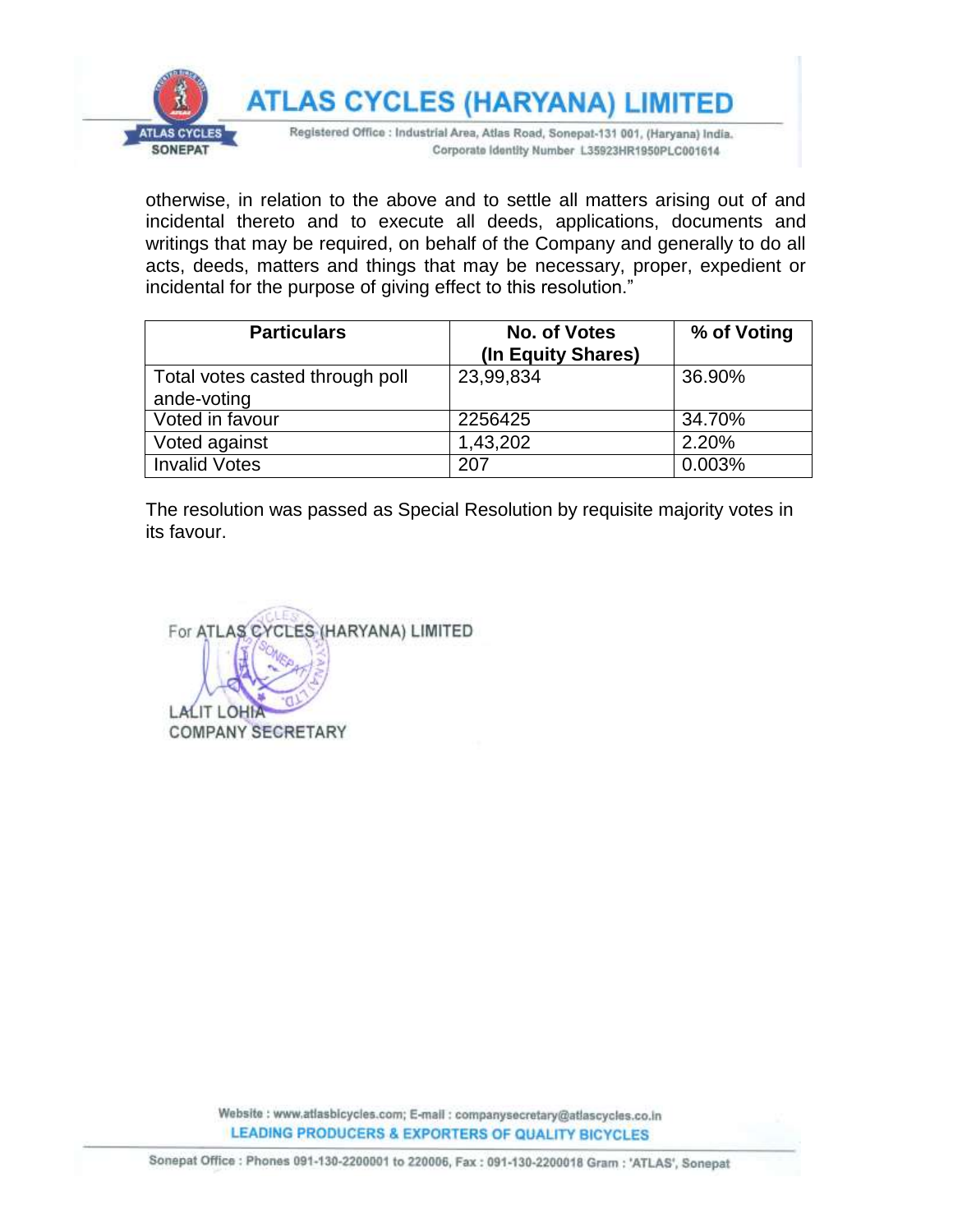otherwise, in relation to the above and to settle all matters arising out of and incidental thereto and to execute all deeds, applications, documents and writings that may be required, on behalf of the Company and generally to do all acts, deeds, matters and things that may be necessary, proper, expedient or incidental for the purpose of giving effect to this resolution."

| Particulars | No. of Votes (In Equity Shares) | % of Voting |
|---|---|---|
| Total votes casted through poll ande-voting | 23,99,834 | 36.90% |
| Voted in favour | 2256425 | 34.70% |
| Voted against | 1,43,202 | 2.20% |
| Invalid Votes | 207 | 0.003% |

The resolution was passed as Special Resolution by requisite majority votes in its favour.

For ATLAS CYCLES (HARYANA) LIMITED

LALIT LOHIA
COMPANY SECRETARY